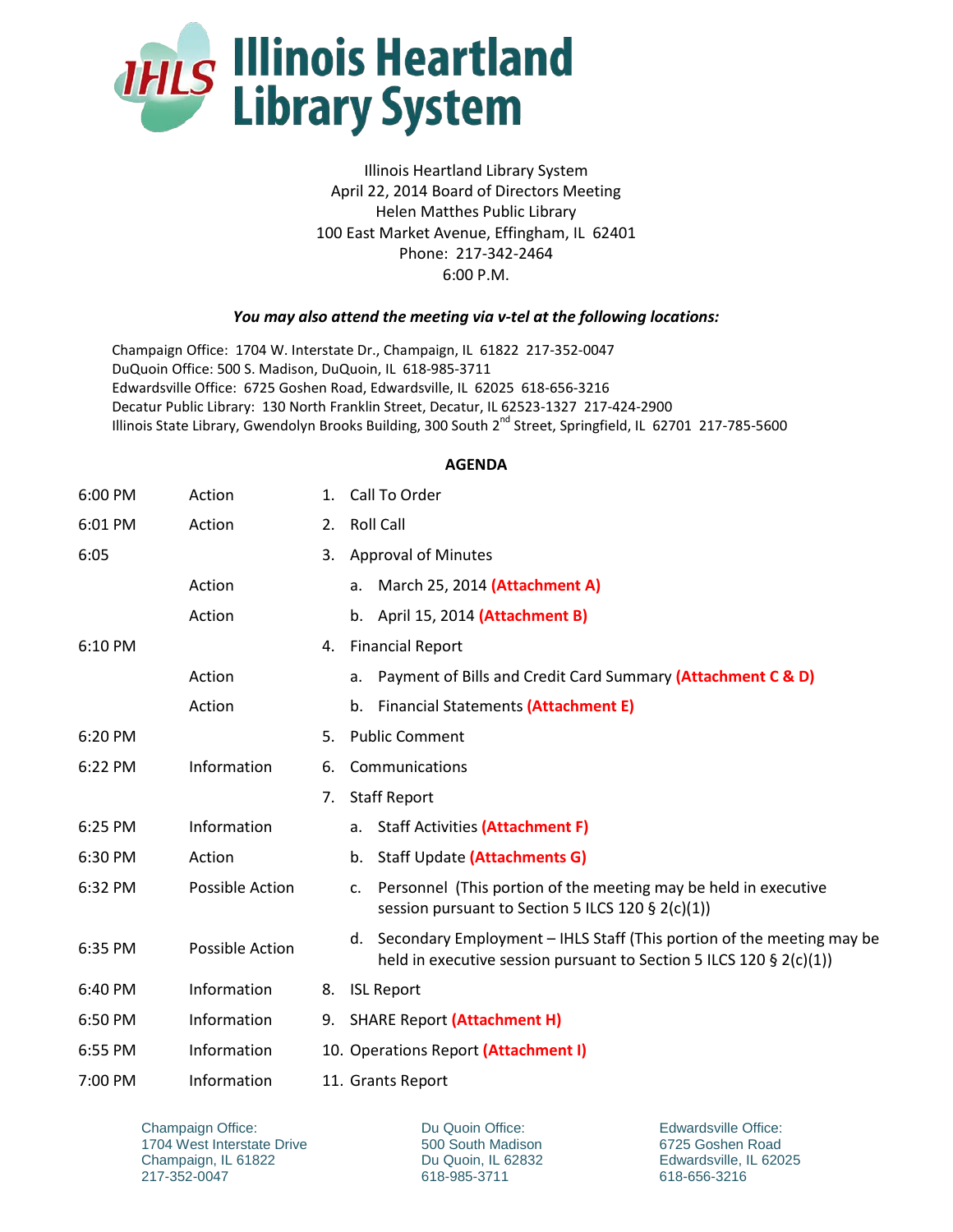# Illinois Heartland Library System

Illinois Heartland Library System
April 22, 2014 Board of Directors Meeting
Helen Matthes Public Library
100 East Market Avenue, Effingham, IL 62401
Phone: 217-342-2464
6:00 P.M.

***You may also attend the meeting via v-tel at the following locations:***

Champaign Office: 1704 W. Interstate Dr., Champaign, IL 61822 217-352-0047
DuQuoin Office: 500 S. Madison, DuQuoin, IL 618-985-3711
Edwardsville Office: 6725 Goshen Road, Edwardsville, IL 62025 618-656-3216
Decatur Public Library: 130 North Franklin Street, Decatur, IL 62523-1327 217-424-2900
Illinois State Library, Gwendolyn Brooks Building, 300 South 2nd Street, Springfield, IL 62701 217-785-5600

**AGENDA**

| Time | Type | Item |
|---|---|---|
| 6:00 PM | Action | 1. Call To Order |
| 6:01 PM | Action | 2. Roll Call |
| 6:05 | | 3. Approval of Minutes |
| | Action | a. March 25, 2014 **(Attachment A)** |
| | Action | b. April 15, 2014 **(Attachment B)** |
| 6:10 PM | | 4. Financial Report |
| | Action | a. Payment of Bills and Credit Card Summary **(Attachment C & D)** |
| | Action | b. Financial Statements **(Attachment E)** |
| 6:20 PM | | 5. Public Comment |
| 6:22 PM | Information | 6. Communications |
| | | 7. Staff Report |
| 6:25 PM | Information | a. Staff Activities **(Attachment F)** |
| 6:30 PM | Action | b. Staff Update **(Attachments G)** |
| 6:32 PM | Possible Action | c. Personnel (This portion of the meeting may be held in executive session pursuant to Section 5 ILCS 120 § 2(c)(1)) |
| 6:35 PM | Possible Action | d. Secondary Employment – IHLS Staff (This portion of the meeting may be held in executive session pursuant to Section 5 ILCS 120 § 2(c)(1)) |
| 6:40 PM | Information | 8. ISL Report |
| 6:50 PM | Information | 9. SHARE Report **(Attachment H)** |
| 6:55 PM | Information | 10. Operations Report **(Attachment I)** |
| 7:00 PM | Information | 11. Grants Report |

Champaign Office:
1704 West Interstate Drive
Champaign, IL 61822
217-352-0047

Du Quoin Office:
500 South Madison
Du Quoin, IL 62832
618-985-3711

Edwardsville Office:
6725 Goshen Road
Edwardsville, IL 62025
618-656-3216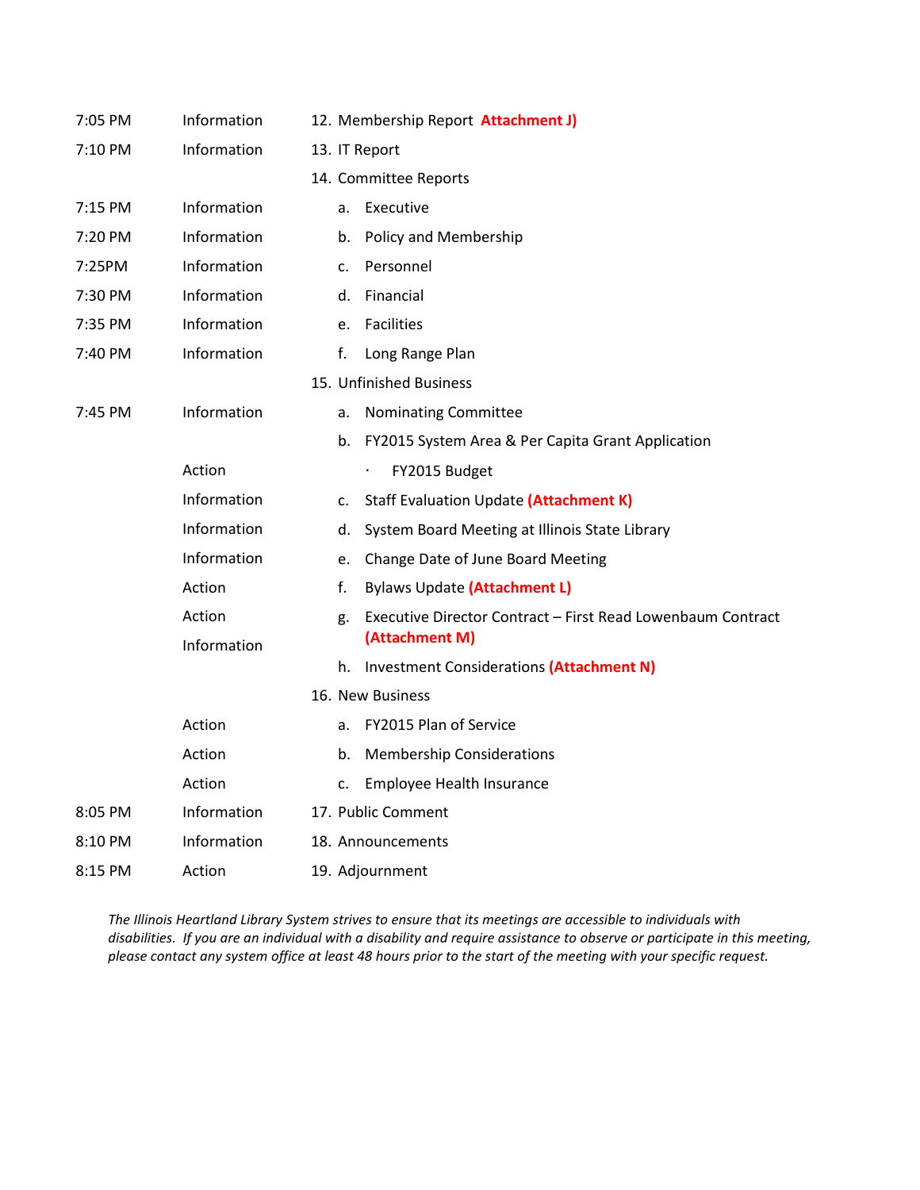| | | |
|---|---|---|
| 7:05 PM | Information | 12. Membership Report **Attachment J)** |
| 7:10 PM | Information | 13. IT Report |
| | | 14. Committee Reports |
| 7:15 PM | Information | a. Executive |
| 7:20 PM | Information | b. Policy and Membership |
| 7:25PM | Information | c. Personnel |
| 7:30 PM | Information | d. Financial |
| 7:35 PM | Information | e. Facilities |
| 7:40 PM | Information | f. Long Range Plan |
| | | 15. Unfinished Business |
| 7:45 PM | Information | a. Nominating Committee |
| | | b. FY2015 System Area & Per Capita Grant Application |
| | Action | · FY2015 Budget |
| | Information | c. Staff Evaluation Update **(Attachment K)** |
| | Information | d. System Board Meeting at Illinois State Library |
| | Information | e. Change Date of June Board Meeting |
| | Action | f. Bylaws Update **(Attachment L)** |
| | Action | g. Executive Director Contract – First Read Lowenbaum Contract **(Attachment M)** |
| | Information | h. Investment Considerations **(Attachment N)** |
| | | 16. New Business |
| | Action | a. FY2015 Plan of Service |
| | Action | b. Membership Considerations |
| | Action | c. Employee Health Insurance |
| 8:05 PM | Information | 17. Public Comment |
| 8:10 PM | Information | 18. Announcements |
| 8:15 PM | Action | 19. Adjournment |

*The Illinois Heartland Library System strives to ensure that its meetings are accessible to individuals with disabilities. If you are an individual with a disability and require assistance to observe or participate in this meeting, please contact any system office at least 48 hours prior to the start of the meeting with your specific request.*